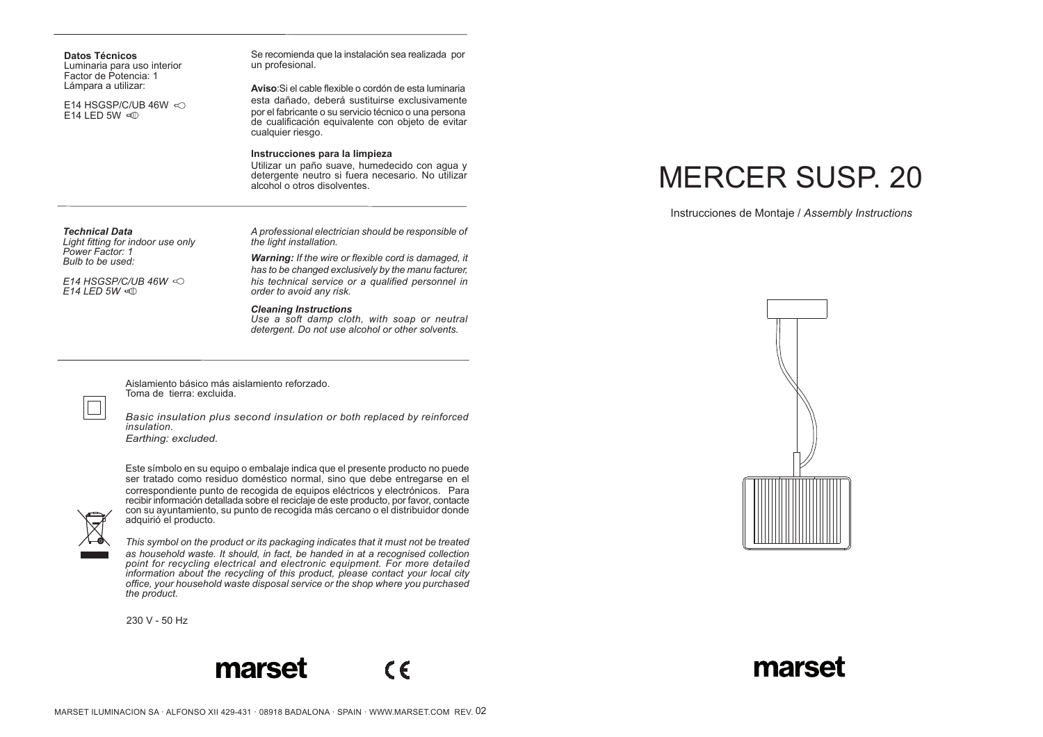# MERCER SUSP. 20

Instrucciones de Montaje / *Assembly Instructions*

**Datos Técnicos**
Luminaria para uso interior
Factor de Potencia: 1
Lámpara a utilizar:

E14 HSGSP/C/UB 46W
E14 LED 5W

Se recomienda que la instalación sea realizada por un profesional.

**Aviso**:Si el cable flexible o cordón de esta luminaria esta dañado, deberá sustituirse exclusivamente por el fabricante o su servicio técnico o una persona de cualificación equivalente con objeto de evitar cualquier riesgo.

**Instrucciones para la limpieza**
Utilizar un paño suave, humedecido con agua y detergente neutro si fuera necesario. No utilizar alcohol o otros disolventes.

***Technical Data***
*Light fitting for indoor use only*
*Power Factor: 1*
*Bulb to be used:*

*E14 HSGSP/C/UB 46W*
*E14 LED 5W*

*A professional electrician should be responsible of the light installation.*

***Warning:*** *If the wire or flexible cord is damaged, it has to be changed exclusively by the manu facturer, his technical service or a qualified personnel in order to avoid any risk.*

***Cleaning Instructions***
*Use a soft damp cloth, with soap or neutral detergent. Do not use alcohol or other solvents.*

Aislamiento básico más aislamiento reforzado.
Toma de tierra: excluida.

*Basic insulation plus second insulation or both replaced by reinforced insulation.*
*Earthing: excluded.*

Este símbolo en su equipo o embalaje indica que el presente producto no puede ser tratado como residuo doméstico normal, sino que debe entregarse en el correspondiente punto de recogida de equipos eléctricos y electrónicos. Para recibir información detallada sobre el reciclaje de este producto, por favor, contacte con su ayuntamiento, su punto de recogida más cercano o el distribuidor donde adquirió el producto.

*This symbol on the product or its packaging indicates that it must not be treated as household waste. It should, in fact, be handed in at a recognised collection point for recycling electrical and electronic equipment. For more detailed information about the recycling of this product, please contact your local city office, your household waste disposal service or the shop where you purchased the product.*

230 V - 50 Hz

marset

CE

MARSET ILUMINACION SA · ALFONSO XII 429-431 · 08918 BADALONA · SPAIN · WWW.MARSET.COM REV. 02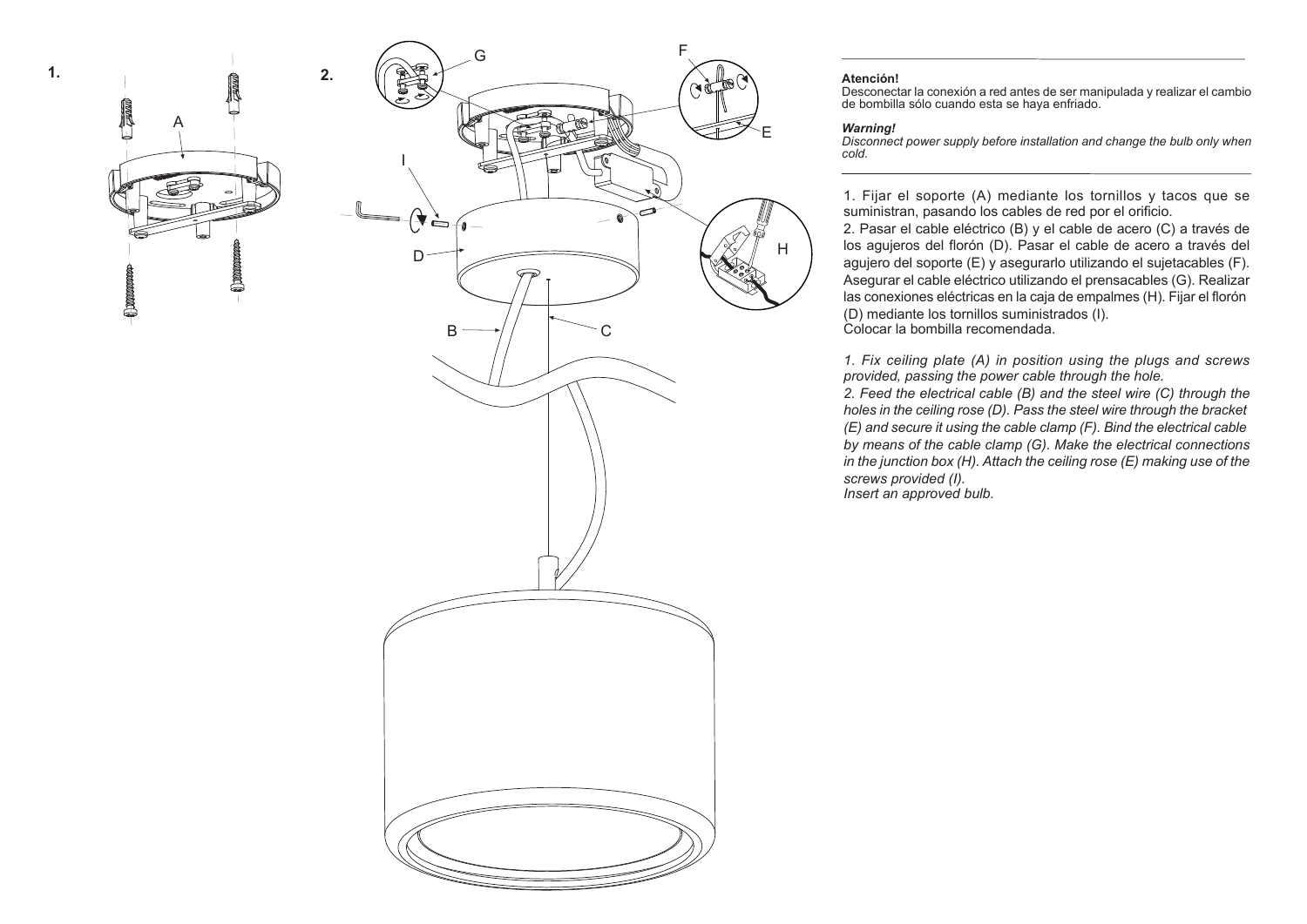1.

2.

**Atención!**
Desconectar la conexión a red antes de ser manipulada y realizar el cambio de bombilla sólo cuando esta se haya enfriado.

***Warning!***
*Disconnect power supply before installation and change the bulb only when cold.*

1. Fijar el soporte (A) mediante los tornillos y tacos que se suministran, pasando los cables de red por el orificio.
2. Pasar el cable eléctrico (B) y el cable de acero (C) a través de los agujeros del florón (D). Pasar el cable de acero a través del agujero del soporte (E) y asegurarlo utilizando el sujetacables (F). Asegurar el cable eléctrico utilizando el prensacables (G). Realizar las conexiones eléctricas en la caja de empalmes (H). Fijar el florón (D) mediante los tornillos suministrados (I).
Colocar la bombilla recomendada.

*1. Fix ceiling plate (A) in position using the plugs and screws provided, passing the power cable through the hole.*
*2. Feed the electrical cable (B) and the steel wire (C) through the holes in the ceiling rose (D). Pass the steel wire through the bracket (E) and secure it using the cable clamp (F). Bind the electrical cable by means of the cable clamp (G). Make the electrical connections in the junction box (H). Attach the ceiling rose (E) making use of the screws provided (I).*
*Insert an approved bulb.*